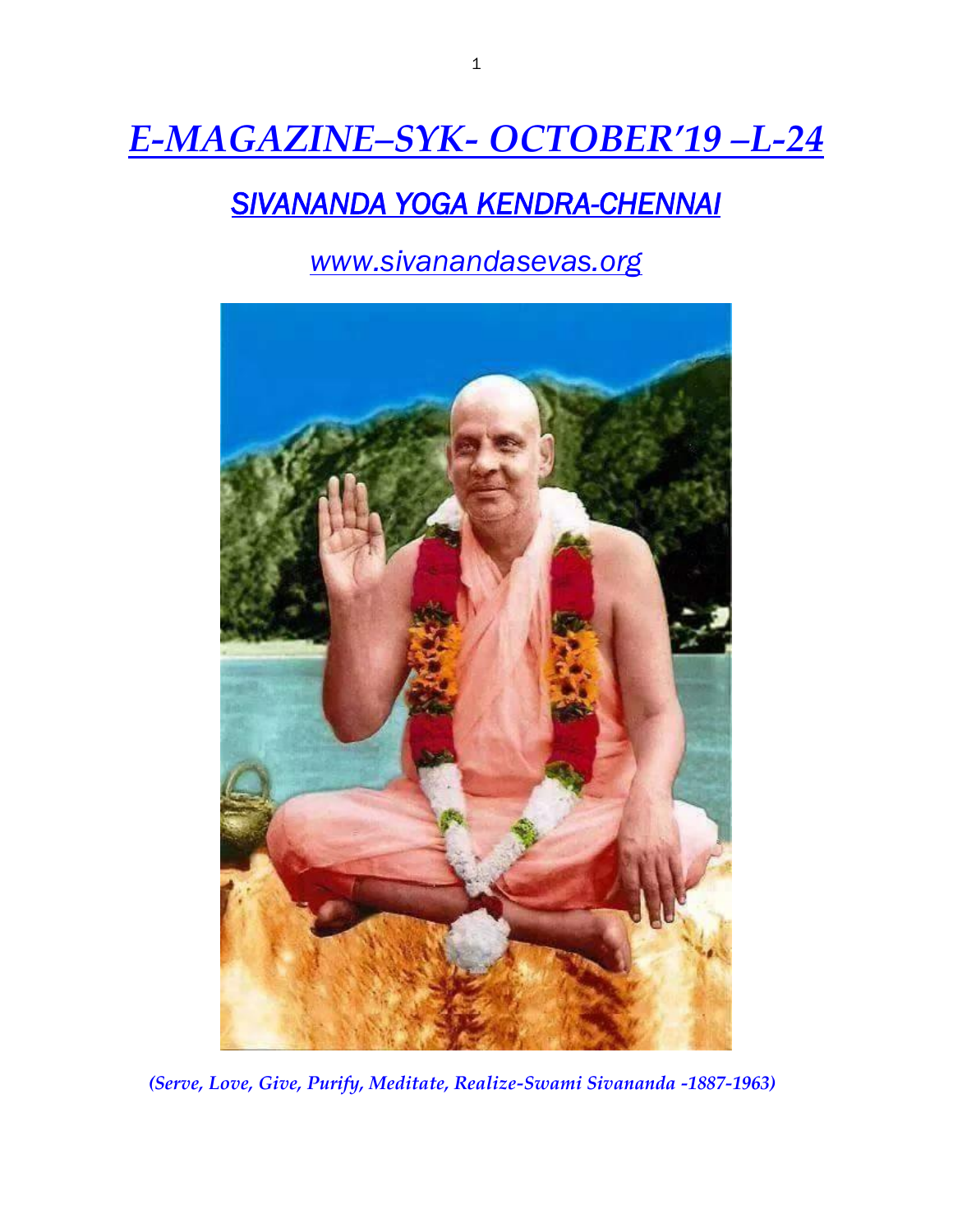# *E-MAGAZINE–SYK- OCTOBER'19 –L-24*

## *SIVANANDA YOGA KENDRA-CHENNAI*

*www.sivanandasevas.org*

***(Serve, Love, Give, Purify, Meditate, Realize-Swami Sivananda -1887-1963)***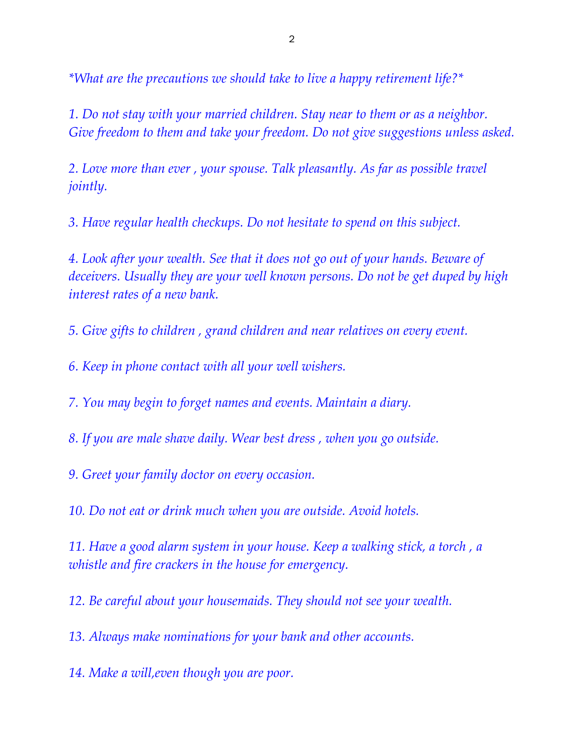*\*What are the precautions we should take to live a happy retirement life?\**

1. *Do not stay with your married children. Stay near to them or as a neighbor. Give freedom to them and take your freedom. Do not give suggestions unless asked.*

2. *Love more than ever , your spouse. Talk pleasantly. As far as possible travel jointly.*

3. *Have regular health checkups. Do not hesitate to spend on this subject.*

4. *Look after your wealth. See that it does not go out of your hands. Beware of deceivers. Usually they are your well known persons. Do not be get duped by high interest rates of a new bank.*

5. *Give gifts to children , grand children and near relatives on every event.*

6. *Keep in phone contact with all your well wishers.*

7. *You may begin to forget names and events. Maintain a diary.*

8. *If you are male shave daily. Wear best dress , when you go outside.*

9. *Greet your family doctor on every occasion.*

10. *Do not eat or drink much when you are outside. Avoid hotels.*

11. *Have a good alarm system in your house. Keep a walking stick, a torch , a whistle and fire crackers in the house for emergency.*

12. *Be careful about your housemaids. They should not see your wealth.*

13. *Always make nominations for your bank and other accounts.*

14. *Make a will,even though you are poor.*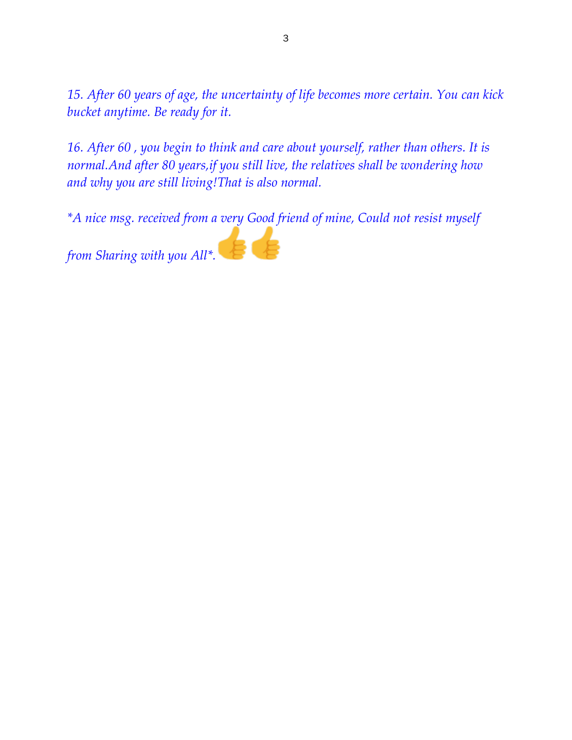*15. After 60 years of age, the uncertainty of life becomes more certain. You can kick bucket anytime. Be ready for it.*

*16. After 60 , you begin to think and care about yourself, rather than others. It is normal.And after 80 years,if you still live, the relatives shall be wondering how and why you are still living!That is also normal.*

*\*A nice msg. received from a very Good friend of mine, Could not resist myself from Sharing with you All\*.* 👍👍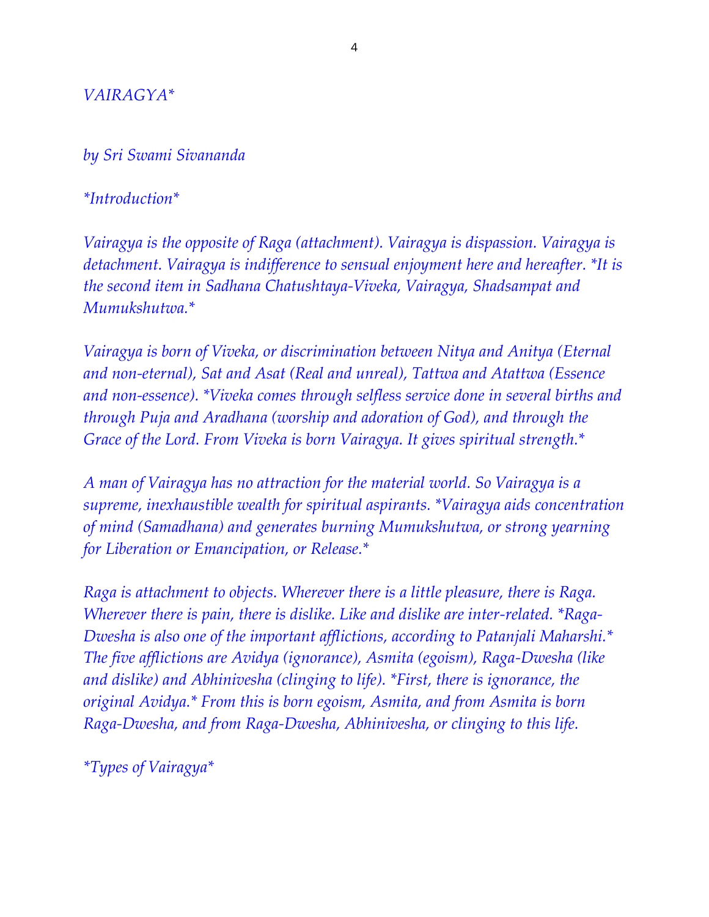VAIRAGYA*

by Sri Swami Sivananda

*Introduction*

Vairagya is the opposite of Raga (attachment). Vairagya is dispassion. Vairagya is detachment. Vairagya is indifference to sensual enjoyment here and hereafter. *It is the second item in Sadhana Chatushtaya-Viveka, Vairagya, Shadsampat and Mumukshutwa.*

Vairagya is born of Viveka, or discrimination between Nitya and Anitya (Eternal and non-eternal), Sat and Asat (Real and unreal), Tattwa and Atattwa (Essence and non-essence). *Viveka comes through selfless service done in several births and through Puja and Aradhana (worship and adoration of God), and through the Grace of the Lord. From Viveka is born Vairagya. It gives spiritual strength.*

A man of Vairagya has no attraction for the material world. So Vairagya is a supreme, inexhaustible wealth for spiritual aspirants. *Vairagya aids concentration of mind (Samadhana) and generates burning Mumukshutwa, or strong yearning for Liberation or Emancipation, or Release.*

Raga is attachment to objects. Wherever there is a little pleasure, there is Raga. Wherever there is pain, there is dislike. Like and dislike are inter-related. *Raga-Dwesha is also one of the important afflictions, according to Patanjali Maharshi.* The five afflictions are Avidya (ignorance), Asmita (egoism), Raga-Dwesha (like and dislike) and Abhinivesha (clinging to life). *First, there is ignorance, the original Avidya.* From this is born egoism, Asmita, and from Asmita is born Raga-Dwesha, and from Raga-Dwesha, Abhinivesha, or clinging to this life.

*Types of Vairagya*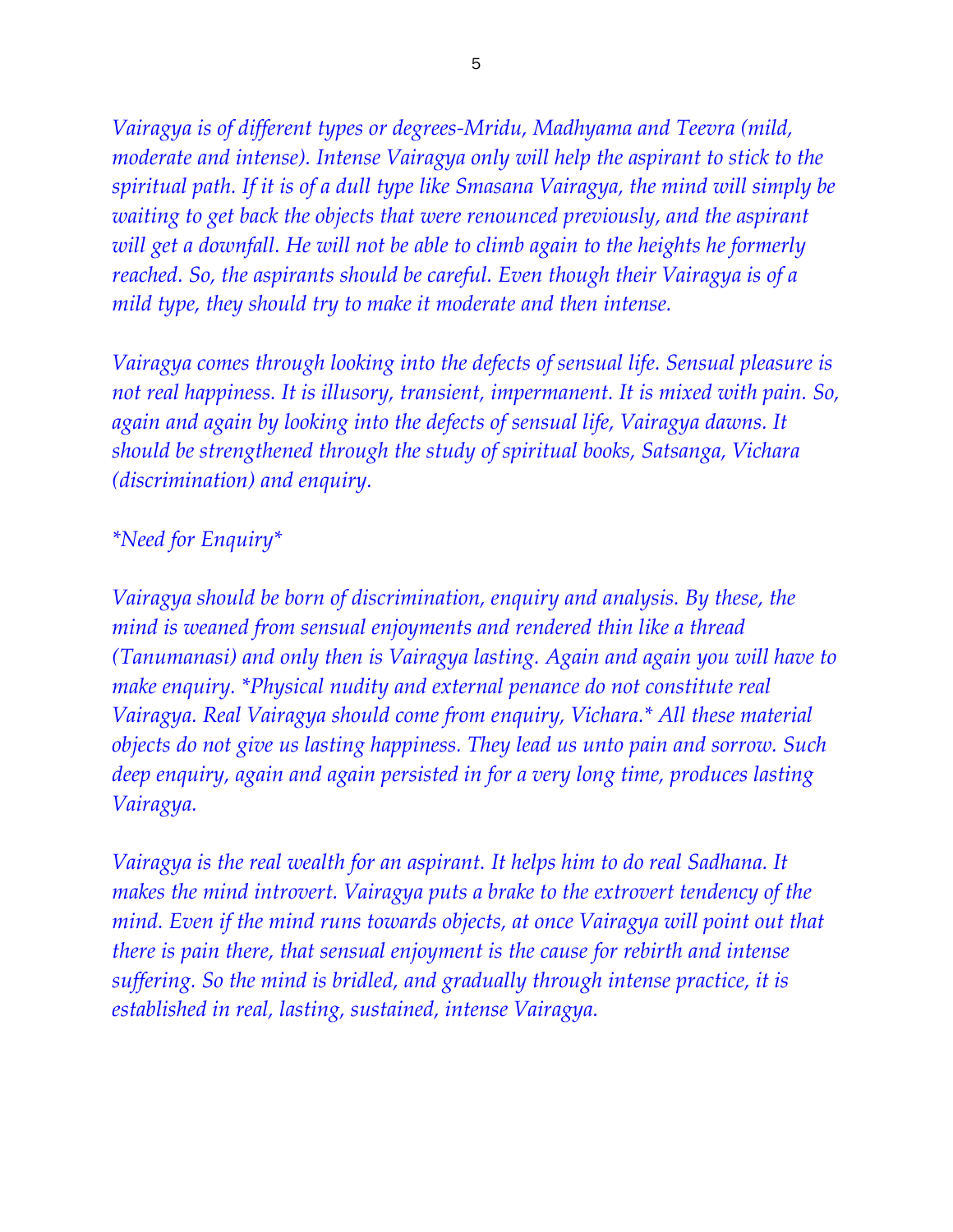*Vairagya is of different types or degrees-Mridu, Madhyama and Teevra (mild, moderate and intense). Intense Vairagya only will help the aspirant to stick to the spiritual path. If it is of a dull type like Smasana Vairagya, the mind will simply be waiting to get back the objects that were renounced previously, and the aspirant will get a downfall. He will not be able to climb again to the heights he formerly reached. So, the aspirants should be careful. Even though their Vairagya is of a mild type, they should try to make it moderate and then intense.*

*Vairagya comes through looking into the defects of sensual life. Sensual pleasure is not real happiness. It is illusory, transient, impermanent. It is mixed with pain. So, again and again by looking into the defects of sensual life, Vairagya dawns. It should be strengthened through the study of spiritual books, Satsanga, Vichara (discrimination) and enquiry.*

*\*Need for Enquiry\**

*Vairagya should be born of discrimination, enquiry and analysis. By these, the mind is weaned from sensual enjoyments and rendered thin like a thread (Tanumanasi) and only then is Vairagya lasting. Again and again you will have to make enquiry. \*Physical nudity and external penance do not constitute real Vairagya. Real Vairagya should come from enquiry, Vichara.\* All these material objects do not give us lasting happiness. They lead us unto pain and sorrow. Such deep enquiry, again and again persisted in for a very long time, produces lasting Vairagya.*

*Vairagya is the real wealth for an aspirant. It helps him to do real Sadhana. It makes the mind introvert. Vairagya puts a brake to the extrovert tendency of the mind. Even if the mind runs towards objects, at once Vairagya will point out that there is pain there, that sensual enjoyment is the cause for rebirth and intense suffering. So the mind is bridled, and gradually through intense practice, it is established in real, lasting, sustained, intense Vairagya.*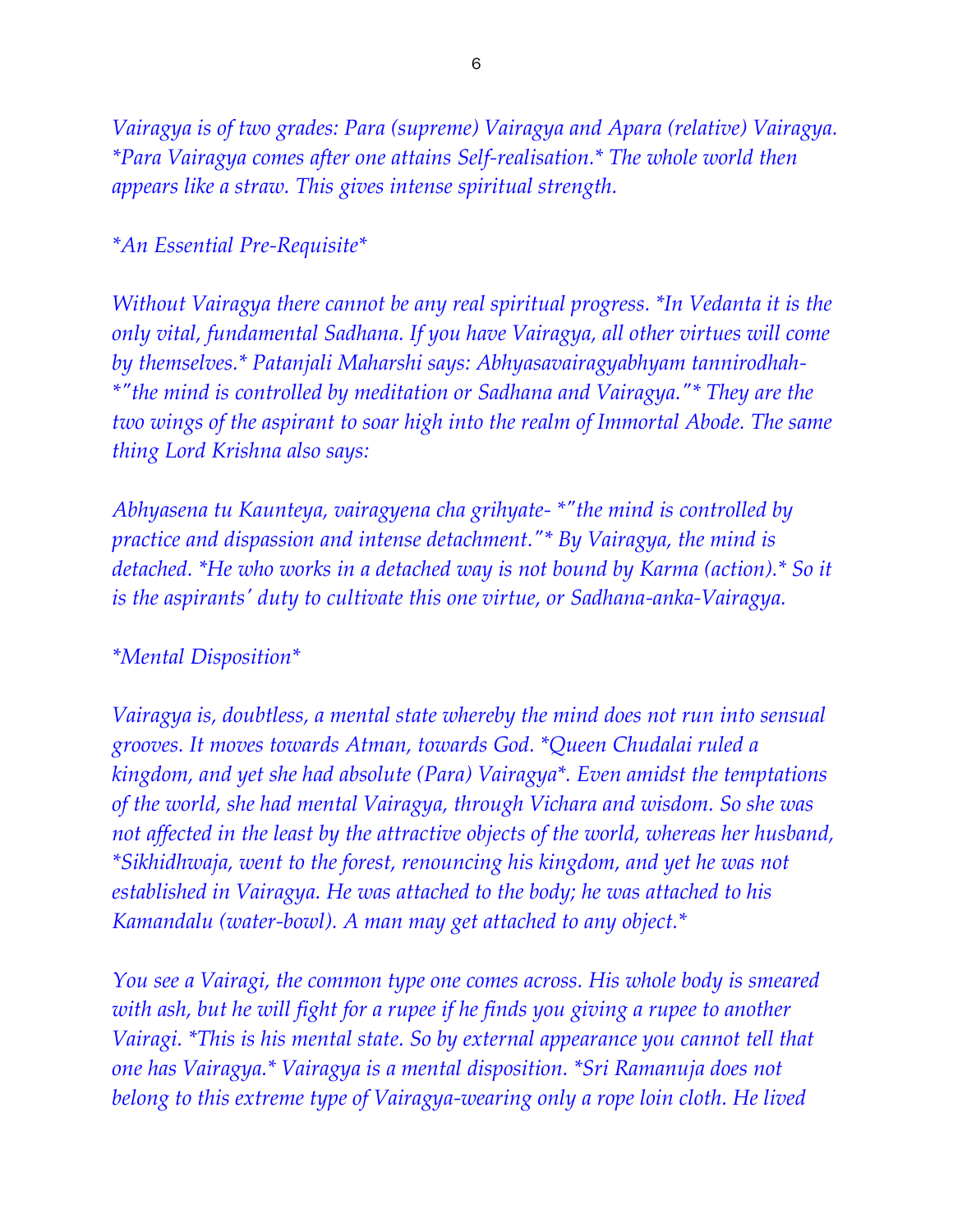Vairagya is of two grades: Para (supreme) Vairagya and Apara (relative) Vairagya. *Para Vairagya comes after one attains Self-realisation.* The whole world then appears like a straw. This gives intense spiritual strength.

*An Essential Pre-Requisite*

Without Vairagya there cannot be any real spiritual progress. *In Vedanta it is the only vital, fundamental Sadhana. If you have Vairagya, all other virtues will come by themselves.* Patanjali Maharshi says: Abhyasavairagyabhyam tannirodhah- *"the mind is controlled by meditation or Sadhana and Vairagya."* They are the two wings of the aspirant to soar high into the realm of Immortal Abode. The same thing Lord Krishna also says:

Abhyasena tu Kaunteya, vairagyena cha grihyate- *"the mind is controlled by practice and dispassion and intense detachment."* By Vairagya, the mind is detached. *He who works in a detached way is not bound by Karma (action).* So it is the aspirants' duty to cultivate this one virtue, or Sadhana-anka-Vairagya.

*Mental Disposition*

Vairagya is, doubtless, a mental state whereby the mind does not run into sensual grooves. It moves towards Atman, towards God. *Queen Chudalai ruled a kingdom, and yet she had absolute (Para) Vairagya*. Even amidst the temptations of the world, she had mental Vairagya, through Vichara and wisdom. So she was not affected in the least by the attractive objects of the world, whereas her husband, *Sikhidhwaja, went to the forest, renouncing his kingdom, and yet he was not established in Vairagya. He was attached to the body; he was attached to his Kamandalu (water-bowl). A man may get attached to any object.*

You see a Vairagi, the common type one comes across. His whole body is smeared with ash, but he will fight for a rupee if he finds you giving a rupee to another Vairagi. *This is his mental state. So by external appearance you cannot tell that one has Vairagya.* Vairagya is a mental disposition. *Sri Ramanuja does not belong to this extreme type of Vairagya-wearing only a rope loin cloth. He lived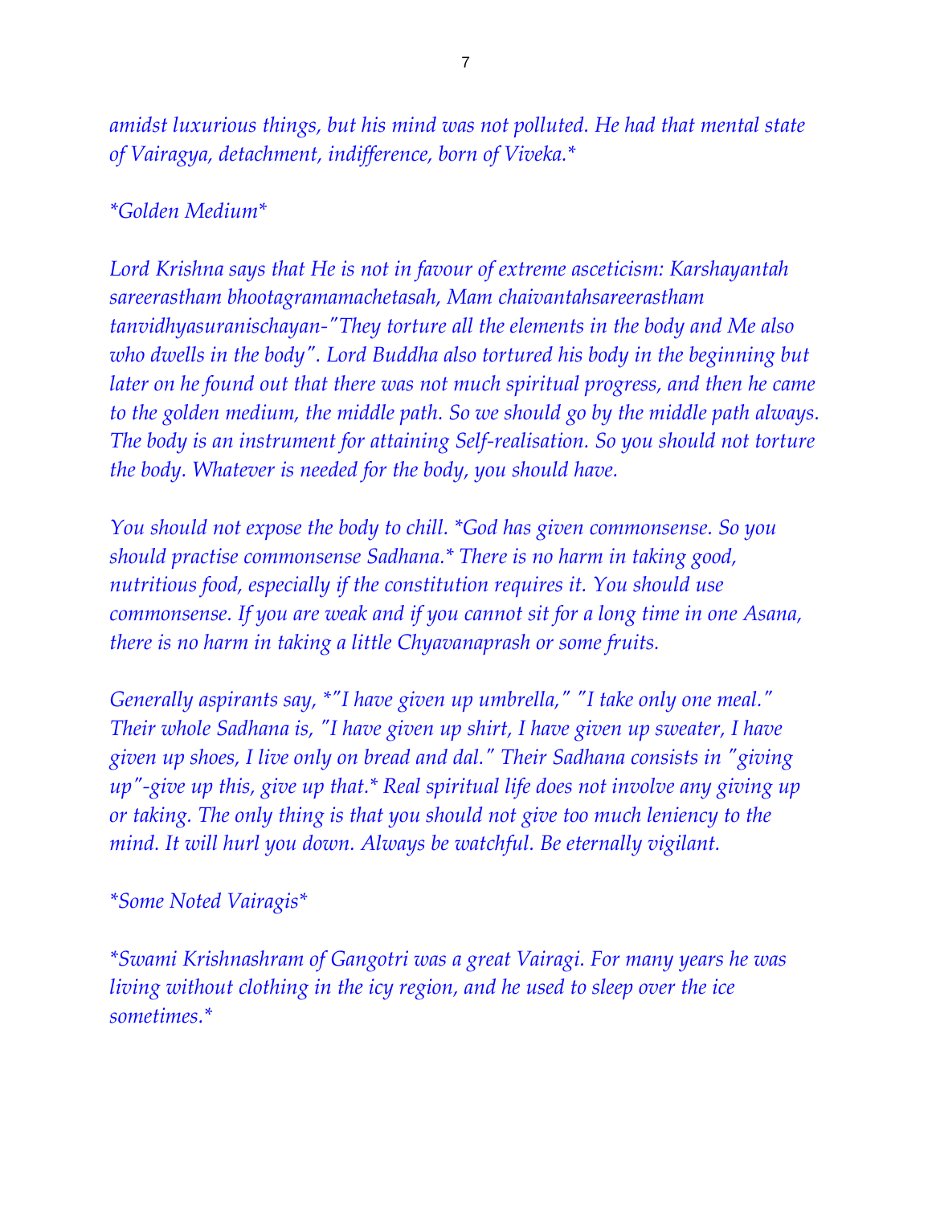*amidst luxurious things, but his mind was not polluted. He had that mental state of Vairagya, detachment, indifference, born of Viveka.*

*Golden Medium*

*Lord Krishna says that He is not in favour of extreme asceticism: Karshayantah sareerastham bhootagramamachetasah, Mam chaivantahsareerastham tanvidhyasuranischayan-"They torture all the elements in the body and Me also who dwells in the body". Lord Buddha also tortured his body in the beginning but later on he found out that there was not much spiritual progress, and then he came to the golden medium, the middle path. So we should go by the middle path always. The body is an instrument for attaining Self-realisation. So you should not torture the body. Whatever is needed for the body, you should have.*

*You should not expose the body to chill. *God has given commonsense. So you should practise commonsense Sadhana.* There is no harm in taking good, nutritious food, especially if the constitution requires it. You should use commonsense. If you are weak and if you cannot sit for a long time in one Asana, there is no harm in taking a little Chyavanaprash or some fruits.*

*Generally aspirants say, *"I have given up umbrella," "I take only one meal." Their whole Sadhana is, "I have given up shirt, I have given up sweater, I have given up shoes, I live only on bread and dal." Their Sadhana consists in "giving up"-give up this, give up that.* Real spiritual life does not involve any giving up or taking. The only thing is that you should not give too much leniency to the mind. It will hurl you down. Always be watchful. Be eternally vigilant.*

*Some Noted Vairagis*

*Swami Krishnashram of Gangotri was a great Vairagi. For many years he was living without clothing in the icy region, and he used to sleep over the ice sometimes.*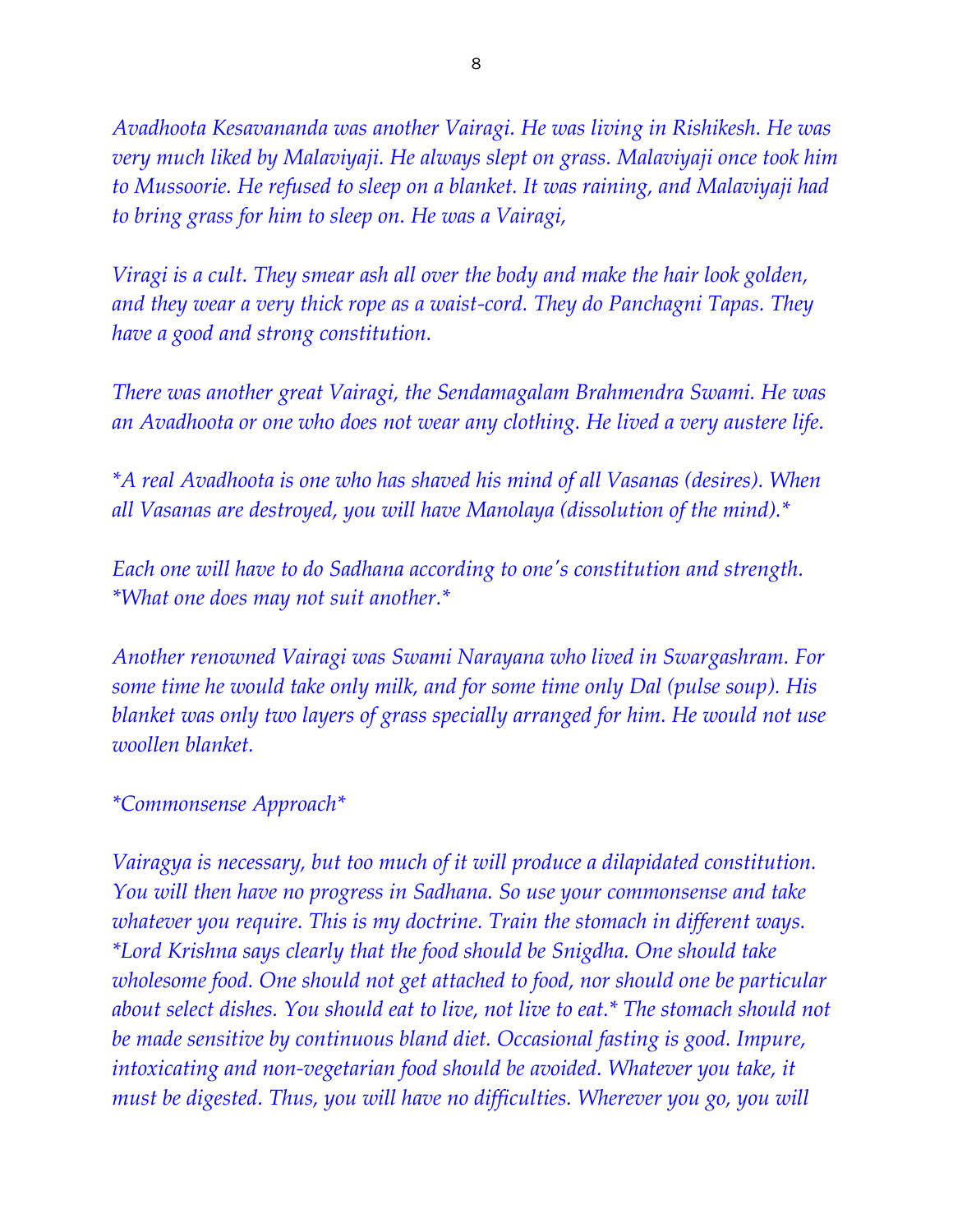*Avadhoota Kesavananda was another Vairagi. He was living in Rishikesh. He was very much liked by Malaviyaji. He always slept on grass. Malaviyaji once took him to Mussoorie. He refused to sleep on a blanket. It was raining, and Malaviyaji had to bring grass for him to sleep on. He was a Vairagi,*

*Viragi is a cult. They smear ash all over the body and make the hair look golden, and they wear a very thick rope as a waist-cord. They do Panchagni Tapas. They have a good and strong constitution.*

*There was another great Vairagi, the Sendamagalam Brahmendra Swami. He was an Avadhoota or one who does not wear any clothing. He lived a very austere life.*

*A real Avadhoota is one who has shaved his mind of all Vasanas (desires). When all Vasanas are destroyed, you will have Manolaya (dissolution of the mind).*

*Each one will have to do Sadhana according to one's constitution and strength.* *What one does may not suit another.*

*Another renowned Vairagi was Swami Narayana who lived in Swargashram. For some time he would take only milk, and for some time only Dal (pulse soup). His blanket was only two layers of grass specially arranged for him. He would not use woollen blanket.*

*Commonsense Approach*

*Vairagya is necessary, but too much of it will produce a dilapidated constitution. You will then have no progress in Sadhana. So use your commonsense and take whatever you require. This is my doctrine. Train the stomach in different ways.* *Lord Krishna says clearly that the food should be Snigdha. One should take wholesome food. One should not get attached to food, nor should one be particular about select dishes. You should eat to live, not live to eat.* *The stomach should not be made sensitive by continuous bland diet. Occasional fasting is good. Impure, intoxicating and non-vegetarian food should be avoided. Whatever you take, it must be digested. Thus, you will have no difficulties. Wherever you go, you will*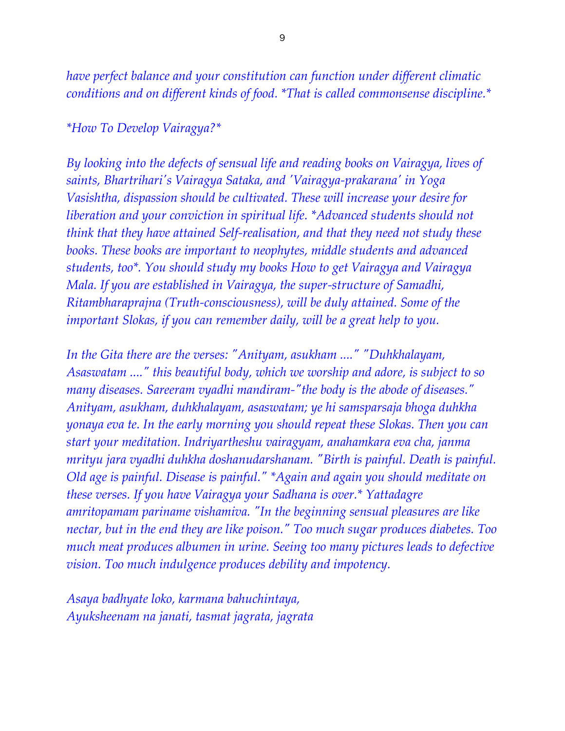*have perfect balance and your constitution can function under different climatic conditions and on different kinds of food. *That is called commonsense discipline.**

*\*How To Develop Vairagya?\**

*By looking into the defects of sensual life and reading books on Vairagya, lives of saints, Bhartrihari's Vairagya Sataka, and 'Vairagya-prakarana' in Yoga Vasishtha, dispassion should be cultivated. These will increase your desire for liberation and your conviction in spiritual life. *Advanced students should not think that they have attained Self-realisation, and that they need not study these books. These books are important to neophytes, middle students and advanced students, too*. You should study my books How to get Vairagya and Vairagya Mala. If you are established in Vairagya, the super-structure of Samadhi, Ritambharaprajna (Truth-consciousness), will be duly attained. Some of the important Slokas, if you can remember daily, will be a great help to you.*

*In the Gita there are the verses: "Anityam, asukham ...." "Duhkhalayam, Asaswatam ...." this beautiful body, which we worship and adore, is subject to so many diseases. Sareeram vyadhi mandiram-"the body is the abode of diseases." Anityam, asukham, duhkhalayam, asaswatam; ye hi samsparsaja bhoga duhkha yonaya eva te. In the early morning you should repeat these Slokas. Then you can start your meditation. Indriyartheshu vairagyam, anahamkara eva cha, janma mrityu jara vyadhi duhkha doshanudarshanam. "Birth is painful. Death is painful. Old age is painful. Disease is painful." *Again and again you should meditate on these verses. If you have Vairagya your Sadhana is over.* Yattadagre amritopamam pariname vishamiva. "In the beginning sensual pleasures are like nectar, but in the end they are like poison." Too much sugar produces diabetes. Too much meat produces albumen in urine. Seeing too many pictures leads to defective vision. Too much indulgence produces debility and impotency.*

*Asaya badhyate loko, karmana bahuchintaya,*
*Ayuksheenam na janati, tasmat jagrata, jagrata*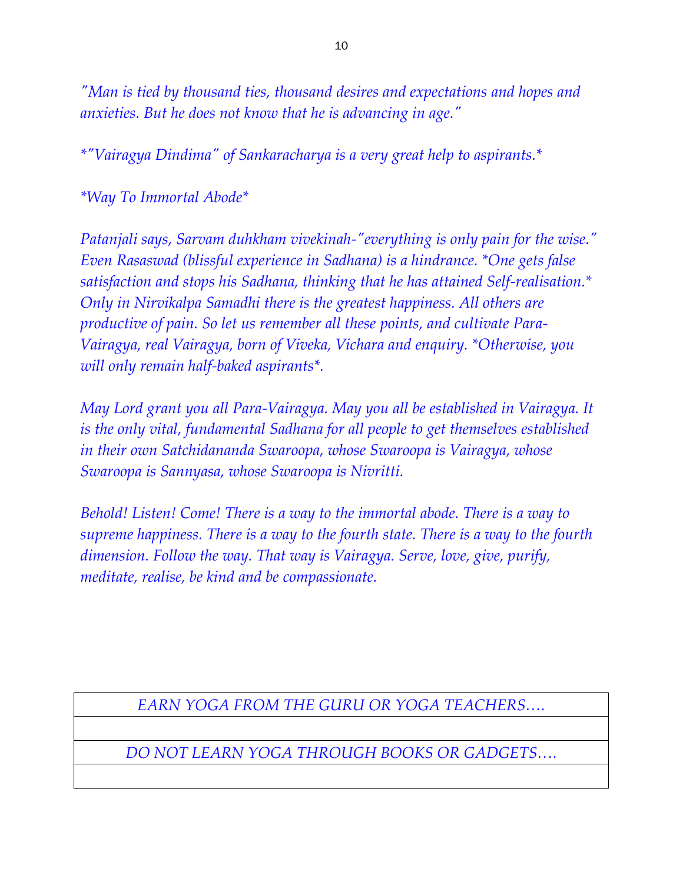*"Man is tied by thousand ties, thousand desires and expectations and hopes and anxieties. But he does not know that he is advancing in age."*

*"Vairagya Dindima" of Sankaracharya is a very great help to aspirants.*

*Way To Immortal Abode*

*Patanjali says, Sarvam duhkham vivekinah-"everything is only pain for the wise." Even Rasaswad (blissful experience in Sadhana) is a hindrance. *One gets false satisfaction and stops his Sadhana, thinking that he has attained Self-realisation.* Only in Nirvikalpa Samadhi there is the greatest happiness. All others are productive of pain. So let us remember all these points, and cultivate Para-Vairagya, real Vairagya, born of Viveka, Vichara and enquiry. *Otherwise, you will only remain half-baked aspirants*.*

*May Lord grant you all Para-Vairagya. May you all be established in Vairagya. It is the only vital, fundamental Sadhana for all people to get themselves established in their own Satchidananda Swaroopa, whose Swaroopa is Vairagya, whose Swaroopa is Sannyasa, whose Swaroopa is Nivritti.*

*Behold! Listen! Come! There is a way to the immortal abode. There is a way to supreme happiness. There is a way to the fourth state. There is a way to the fourth dimension. Follow the way. That way is Vairagya. Serve, love, give, purify, meditate, realise, be kind and be compassionate.*

| *EARN YOGA FROM THE GURU OR YOGA TEACHERS….* |
|---|
| |
| *DO NOT LEARN YOGA THROUGH BOOKS OR GADGETS….* |
| |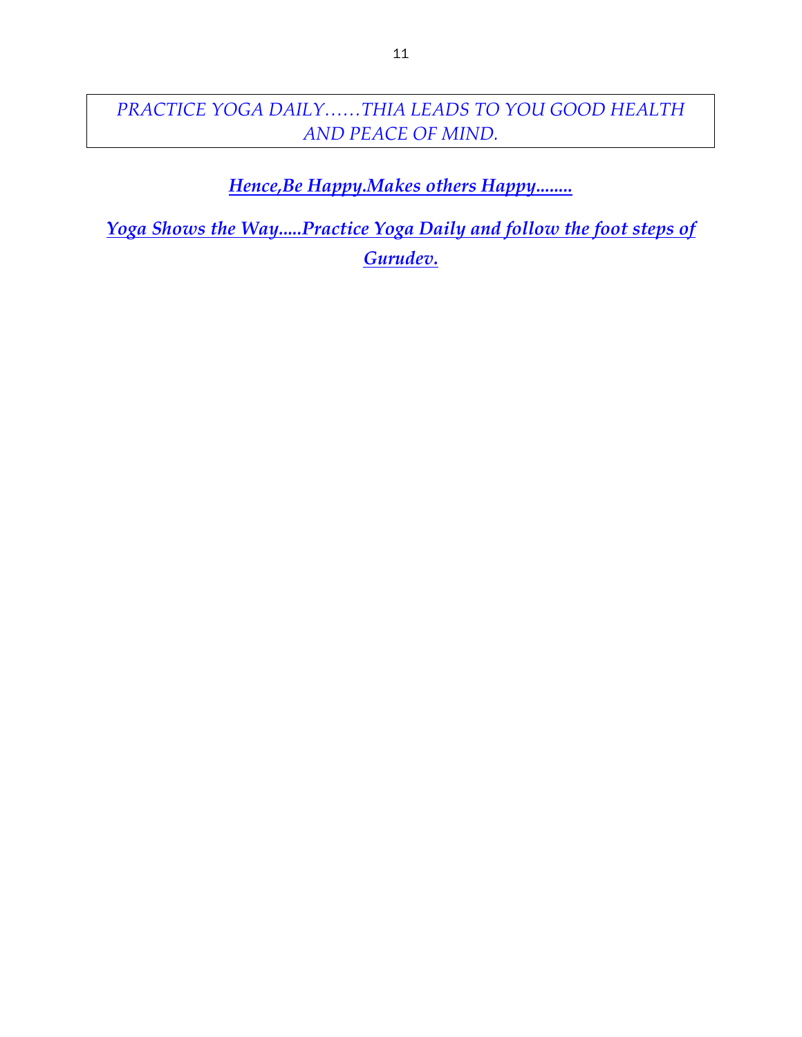*PRACTICE YOGA DAILY……THIA LEADS TO YOU GOOD HEALTH AND PEACE OF MIND.*

***Hence,Be Happy.Makes others Happy........***

***Yoga Shows the Way.....Practice Yoga Daily and follow the foot steps of Gurudev.***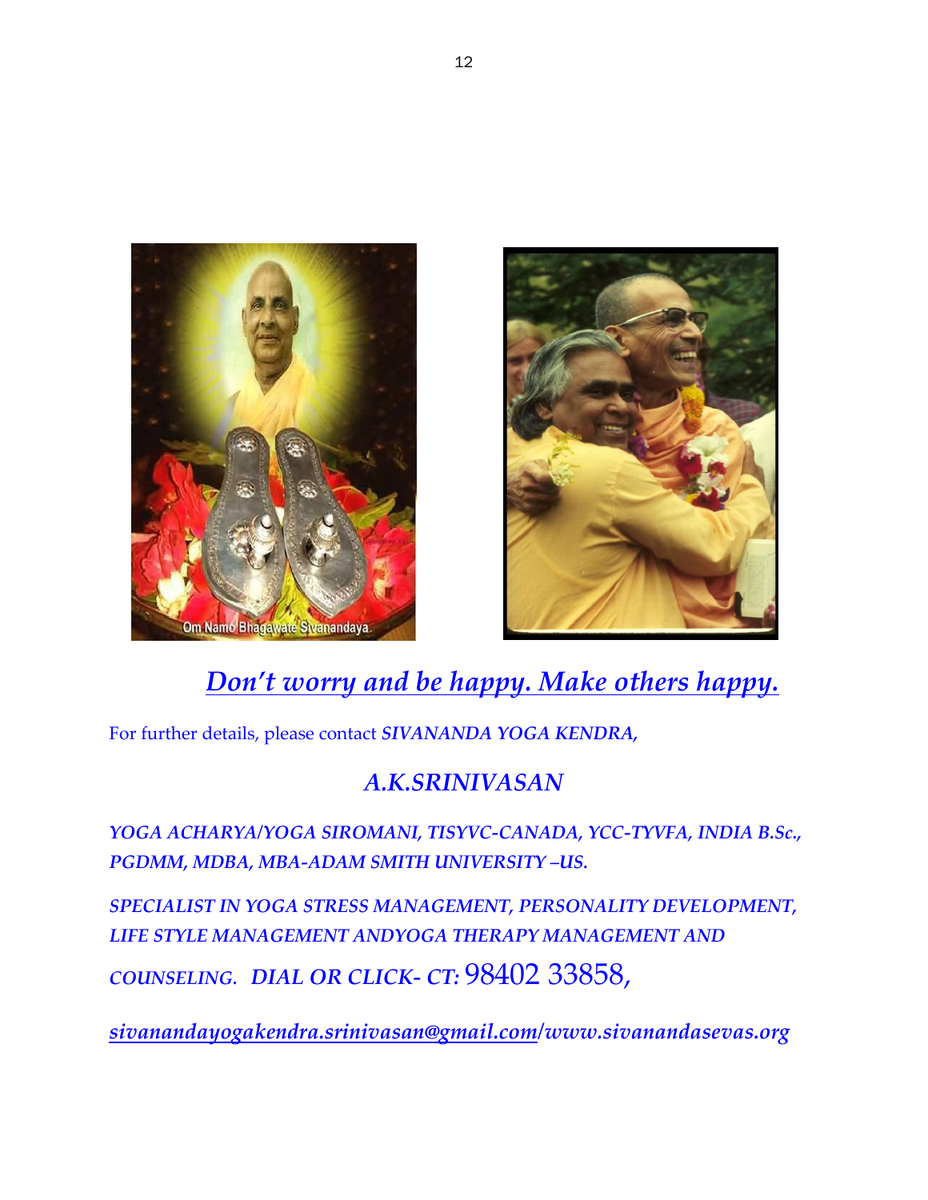***Don't worry and be happy. Make others happy.***

For further details, please contact ***SIVANANDA YOGA KENDRA,***

## *A.K.SRINIVASAN*

***YOGA ACHARYA/YOGA SIROMANI, TISYVC-CANADA, YCC-TYVFA, INDIA B.Sc., PGDMM, MDBA, MBA-ADAM SMITH UNIVERSITY –US.***

***SPECIALIST IN YOGA STRESS MANAGEMENT, PERSONALITY DEVELOPMENT, LIFE STYLE MANAGEMENT ANDYOGA THERAPY MANAGEMENT AND COUNSELING. DIAL OR CLICK- CT:*** 98402 33858,

***sivanandayogakendra.srinivasan@gmail.com/www.sivanandasevas.org***